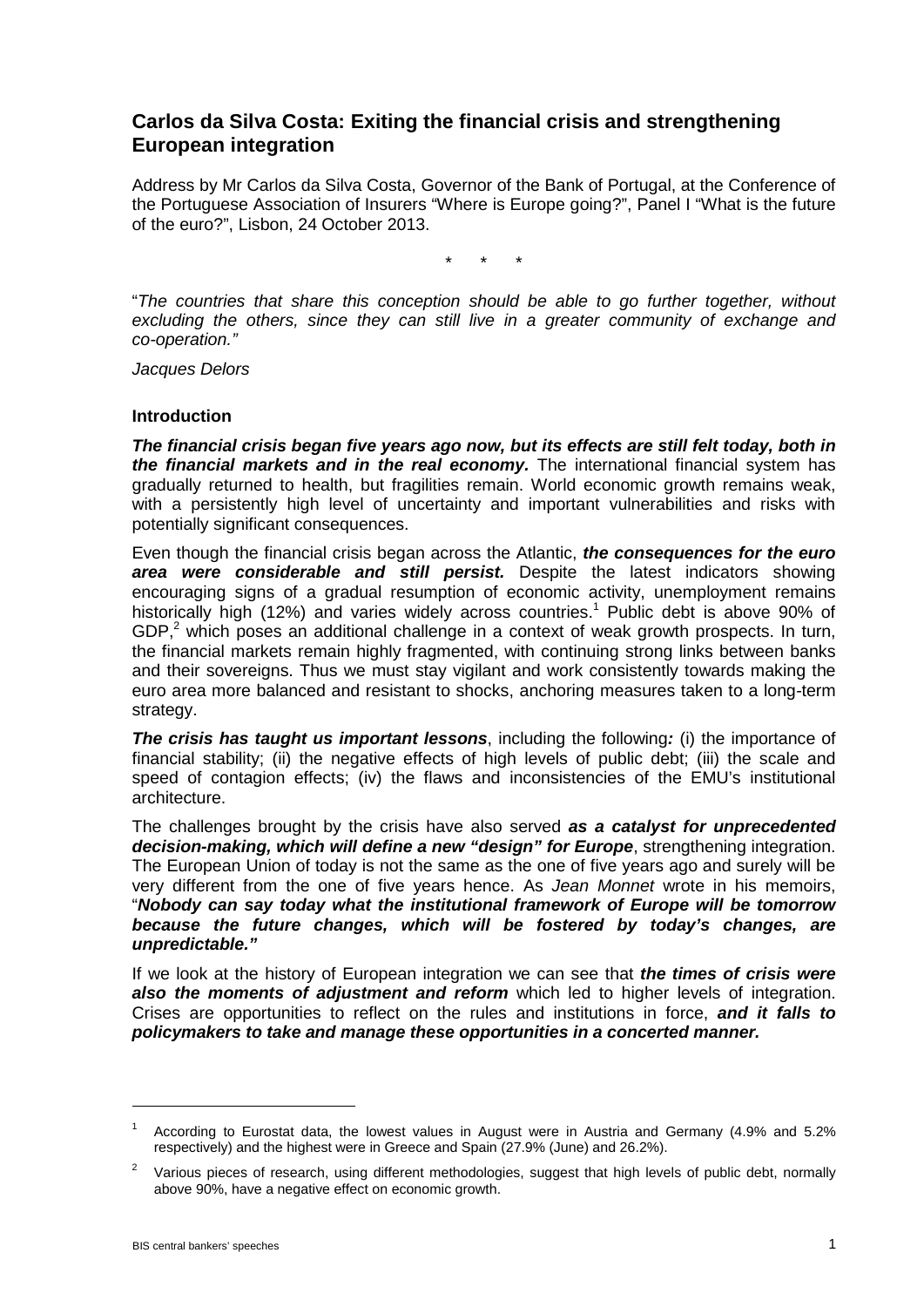## Carlos da Silva Costa: Exiting the financial crisis and strengthening European integration

Address by Mr Carlos da Silva Costa, Governor of the Bank of Portugal, at the Conference of the Portuguese Association of Insurers "Where is Europe going?", Panel I "What is the future of the euro?", Lisbon, 24 October 2013.

\*   \*   \*

"*The countries that share this conception should be able to go further together, without excluding the others, since they can still live in a greater community of exchange and co-operation.*"

*Jacques Delors*

### Introduction

***The financial crisis began five years ago now, but its effects are still felt today, both in the financial markets and in the real economy.*** The international financial system has gradually returned to health, but fragilities remain. World economic growth remains weak, with a persistently high level of uncertainty and important vulnerabilities and risks with potentially significant consequences.

Even though the financial crisis began across the Atlantic, ***the consequences for the euro area were considerable and still persist.*** Despite the latest indicators showing encouraging signs of a gradual resumption of economic activity, unemployment remains historically high (12%) and varies widely across countries.[1] Public debt is above 90% of GDP,[2] which poses an additional challenge in a context of weak growth prospects. In turn, the financial markets remain highly fragmented, with continuing strong links between banks and their sovereigns. Thus we must stay vigilant and work consistently towards making the euro area more balanced and resistant to shocks, anchoring measures taken to a long-term strategy.

***The crisis has taught us important lessons***, including the following***:*** (i) the importance of financial stability; (ii) the negative effects of high levels of public debt; (iii) the scale and speed of contagion effects; (iv) the flaws and inconsistencies of the EMU's institutional architecture.

The challenges brought by the crisis have also served ***as a catalyst for unprecedented decision-making, which will define a new "design" for Europe***, strengthening integration. The European Union of today is not the same as the one of five years ago and surely will be very different from the one of five years hence. As *Jean Monnet* wrote in his memoirs, "***Nobody can say today what the institutional framework of Europe will be tomorrow because the future changes, which will be fostered by today's changes, are unpredictable."***

If we look at the history of European integration we can see that ***the times of crisis were also the moments of adjustment and reform*** which led to higher levels of integration. Crises are opportunities to reflect on the rules and institutions in force, ***and it falls to policymakers to take and manage these opportunities in a concerted manner.***

---

[1] According to Eurostat data, the lowest values in August were in Austria and Germany (4.9% and 5.2% respectively) and the highest were in Greece and Spain (27.9% (June) and 26.2%).

[2] Various pieces of research, using different methodologies, suggest that high levels of public debt, normally above 90%, have a negative effect on economic growth.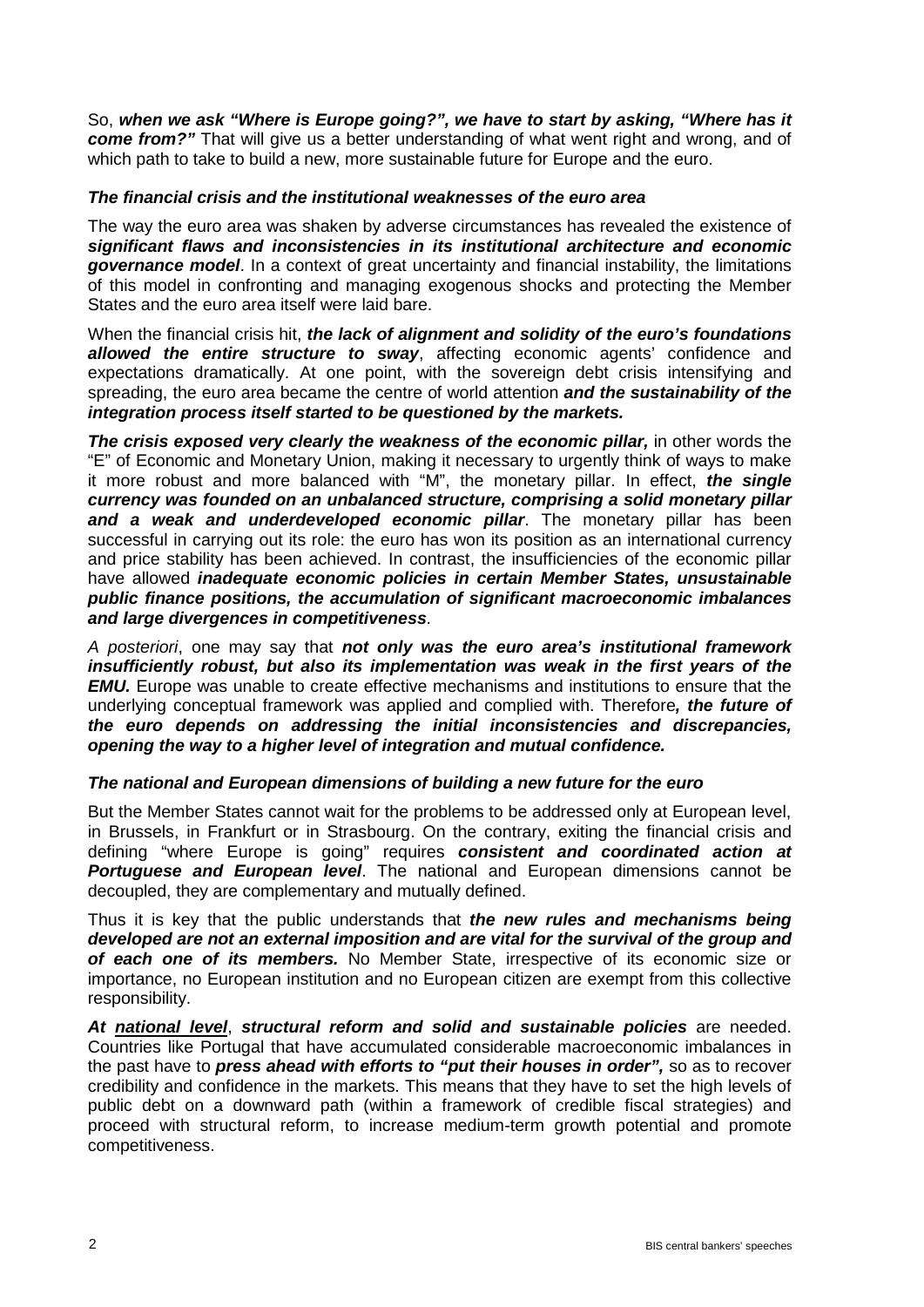So, ***when we ask "Where is Europe going?", we have to start by asking, "Where has it come from?"*** That will give us a better understanding of what went right and wrong, and of which path to take to build a new, more sustainable future for Europe and the euro.

### *The financial crisis and the institutional weaknesses of the euro area*

The way the euro area was shaken by adverse circumstances has revealed the existence of ***significant flaws and inconsistencies in its institutional architecture and economic governance model***. In a context of great uncertainty and financial instability, the limitations of this model in confronting and managing exogenous shocks and protecting the Member States and the euro area itself were laid bare.

When the financial crisis hit, ***the lack of alignment and solidity of the euro's foundations allowed the entire structure to sway***, affecting economic agents' confidence and expectations dramatically. At one point, with the sovereign debt crisis intensifying and spreading, the euro area became the centre of world attention ***and the sustainability of the integration process itself started to be questioned by the markets.***

***The crisis exposed very clearly the weakness of the economic pillar,*** in other words the "E" of Economic and Monetary Union, making it necessary to urgently think of ways to make it more robust and more balanced with "M", the monetary pillar. In effect, ***the single currency was founded on an unbalanced structure, comprising a solid monetary pillar and a weak and underdeveloped economic pillar***. The monetary pillar has been successful in carrying out its role: the euro has won its position as an international currency and price stability has been achieved. In contrast, the insufficiencies of the economic pillar have allowed ***inadequate economic policies in certain Member States, unsustainable public finance positions, the accumulation of significant macroeconomic imbalances and large divergences in competitiveness***.

*A posteriori*, one may say that ***not only was the euro area's institutional framework insufficiently robust, but also its implementation was weak in the first years of the EMU.*** Europe was unable to create effective mechanisms and institutions to ensure that the underlying conceptual framework was applied and complied with. Therefore***, the future of the euro depends on addressing the initial inconsistencies and discrepancies, opening the way to a higher level of integration and mutual confidence.***

### *The national and European dimensions of building a new future for the euro*

But the Member States cannot wait for the problems to be addressed only at European level, in Brussels, in Frankfurt or in Strasbourg. On the contrary, exiting the financial crisis and defining "where Europe is going" requires ***consistent and coordinated action at Portuguese and European level***. The national and European dimensions cannot be decoupled, they are complementary and mutually defined.

Thus it is key that the public understands that ***the new rules and mechanisms being developed are not an external imposition and are vital for the survival of the group and of each one of its members.*** No Member State, irrespective of its economic size or importance, no European institution and no European citizen are exempt from this collective responsibility.

***At <u>national level</u>***, ***structural reform and solid and sustainable policies*** are needed. Countries like Portugal that have accumulated considerable macroeconomic imbalances in the past have to ***press ahead with efforts to "put their houses in order",*** so as to recover credibility and confidence in the markets. This means that they have to set the high levels of public debt on a downward path (within a framework of credible fiscal strategies) and proceed with structural reform, to increase medium-term growth potential and promote competitiveness.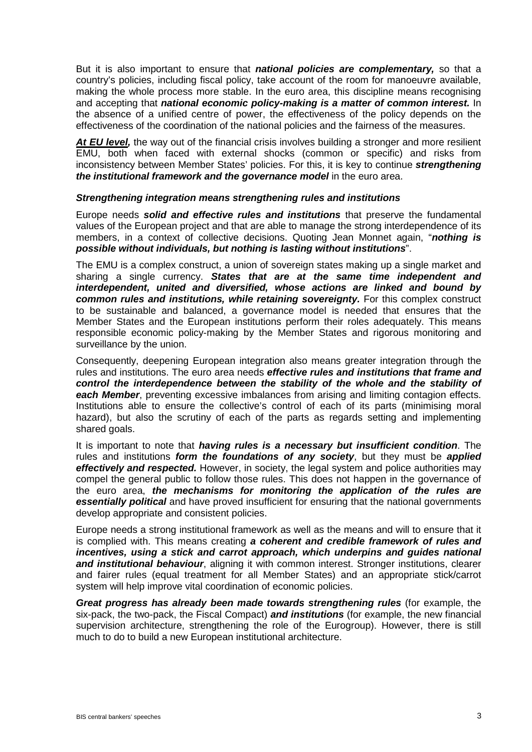But it is also important to ensure that ***national policies are complementary,*** so that a country's policies, including fiscal policy, take account of the room for manoeuvre available, making the whole process more stable. In the euro area, this discipline means recognising and accepting that ***national economic policy-making is a matter of common interest.*** In the absence of a unified centre of power, the effectiveness of the policy depends on the effectiveness of the coordination of the national policies and the fairness of the measures.

***<u>At EU level</u>,*** the way out of the financial crisis involves building a stronger and more resilient EMU, both when faced with external shocks (common or specific) and risks from inconsistency between Member States' policies. For this, it is key to continue ***strengthening the institutional framework and the governance model*** in the euro area.

***Strengthening integration means strengthening rules and institutions***

Europe needs ***solid and effective rules and institutions*** that preserve the fundamental values of the European project and that are able to manage the strong interdependence of its members, in a context of collective decisions. Quoting Jean Monnet again, "***nothing is possible without individuals, but nothing is lasting without institutions***".

The EMU is a complex construct, a union of sovereign states making up a single market and sharing a single currency. ***States that are at the same time independent and interdependent, united and diversified, whose actions are linked and bound by common rules and institutions, while retaining sovereignty.*** For this complex construct to be sustainable and balanced, a governance model is needed that ensures that the Member States and the European institutions perform their roles adequately. This means responsible economic policy-making by the Member States and rigorous monitoring and surveillance by the union.

Consequently, deepening European integration also means greater integration through the rules and institutions. The euro area needs ***effective rules and institutions that frame and control the interdependence between the stability of the whole and the stability of each Member***, preventing excessive imbalances from arising and limiting contagion effects. Institutions able to ensure the collective's control of each of its parts (minimising moral hazard), but also the scrutiny of each of the parts as regards setting and implementing shared goals.

It is important to note that ***having rules is a necessary but insufficient condition***. The rules and institutions ***form the foundations of any society***, but they must be ***applied effectively and respected.*** However, in society, the legal system and police authorities may compel the general public to follow those rules. This does not happen in the governance of the euro area, ***the mechanisms for monitoring the application of the rules are essentially political*** and have proved insufficient for ensuring that the national governments develop appropriate and consistent policies.

Europe needs a strong institutional framework as well as the means and will to ensure that it is complied with. This means creating ***a coherent and credible framework of rules and incentives, using a stick and carrot approach, which underpins and guides national and institutional behaviour***, aligning it with common interest. Stronger institutions, clearer and fairer rules (equal treatment for all Member States) and an appropriate stick/carrot system will help improve vital coordination of economic policies.

***Great progress has already been made towards strengthening rules*** (for example, the six-pack, the two-pack, the Fiscal Compact) ***and institutions*** (for example, the new financial supervision architecture, strengthening the role of the Eurogroup). However, there is still much to do to build a new European institutional architecture.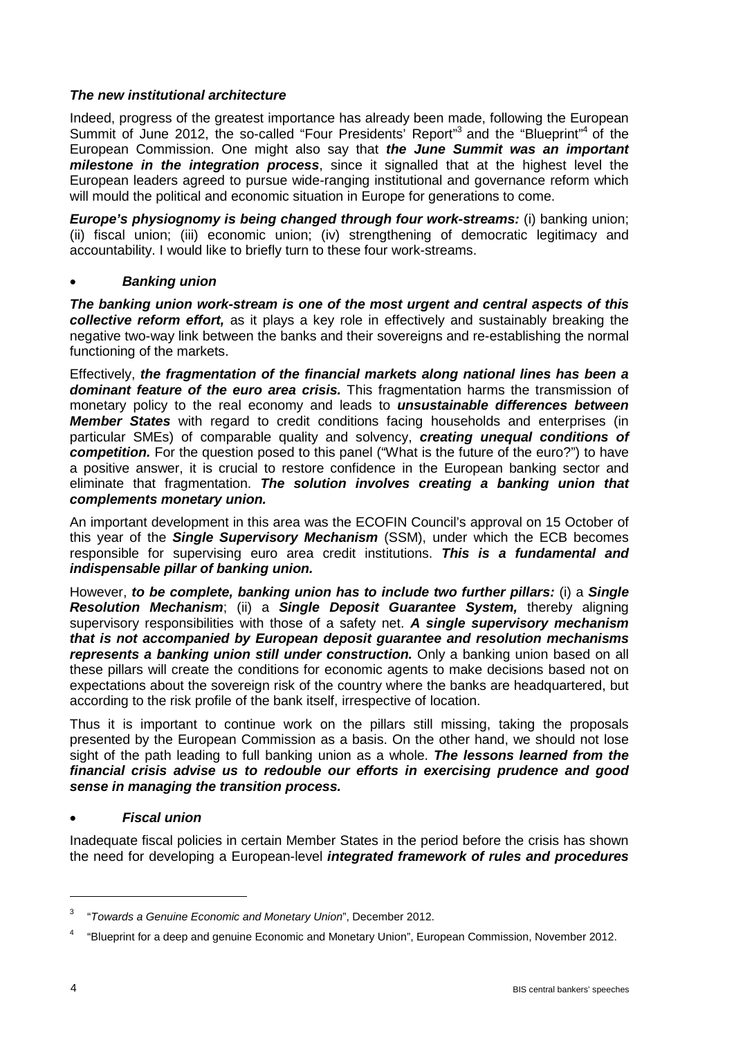### *The new institutional architecture*

Indeed, progress of the greatest importance has already been made, following the European Summit of June 2012, the so-called "Four Presidents' Report"[3] and the "Blueprint"[4] of the European Commission. One might also say that ***the June Summit was an important milestone in the integration process***, since it signalled that at the highest level the European leaders agreed to pursue wide-ranging institutional and governance reform which will mould the political and economic situation in Europe for generations to come.

***Europe's physiognomy is being changed through four work-streams:*** (i) banking union; (ii) fiscal union; (iii) economic union; (iv) strengthening of democratic legitimacy and accountability. I would like to briefly turn to these four work-streams.

- ***Banking union***

***The banking union work-stream is one of the most urgent and central aspects of this collective reform effort,*** as it plays a key role in effectively and sustainably breaking the negative two-way link between the banks and their sovereigns and re-establishing the normal functioning of the markets.

Effectively, ***the fragmentation of the financial markets along national lines has been a dominant feature of the euro area crisis.*** This fragmentation harms the transmission of monetary policy to the real economy and leads to ***unsustainable differences between Member States*** with regard to credit conditions facing households and enterprises (in particular SMEs) of comparable quality and solvency, ***creating unequal conditions of competition.*** For the question posed to this panel ("What is the future of the euro?") to have a positive answer, it is crucial to restore confidence in the European banking sector and eliminate that fragmentation. ***The solution involves creating a banking union that complements monetary union.***

An important development in this area was the ECOFIN Council's approval on 15 October of this year of the ***Single Supervisory Mechanism*** (SSM), under which the ECB becomes responsible for supervising euro area credit institutions. ***This is a fundamental and indispensable pillar of banking union.***

However, ***to be complete, banking union has to include two further pillars:*** (i) a ***Single Resolution Mechanism***; (ii) a ***Single Deposit Guarantee System,*** thereby aligning supervisory responsibilities with those of a safety net. ***A single supervisory mechanism that is not accompanied by European deposit guarantee and resolution mechanisms represents a banking union still under construction.*** Only a banking union based on all these pillars will create the conditions for economic agents to make decisions based not on expectations about the sovereign risk of the country where the banks are headquartered, but according to the risk profile of the bank itself, irrespective of location.

Thus it is important to continue work on the pillars still missing, taking the proposals presented by the European Commission as a basis. On the other hand, we should not lose sight of the path leading to full banking union as a whole. ***The lessons learned from the financial crisis advise us to redouble our efforts in exercising prudence and good sense in managing the transition process.***

- ***Fiscal union***

Inadequate fiscal policies in certain Member States in the period before the crisis has shown the need for developing a European-level ***integrated framework of rules and procedures***

---

[3] "*Towards a Genuine Economic and Monetary Union*", December 2012.

[4] "Blueprint for a deep and genuine Economic and Monetary Union", European Commission, November 2012.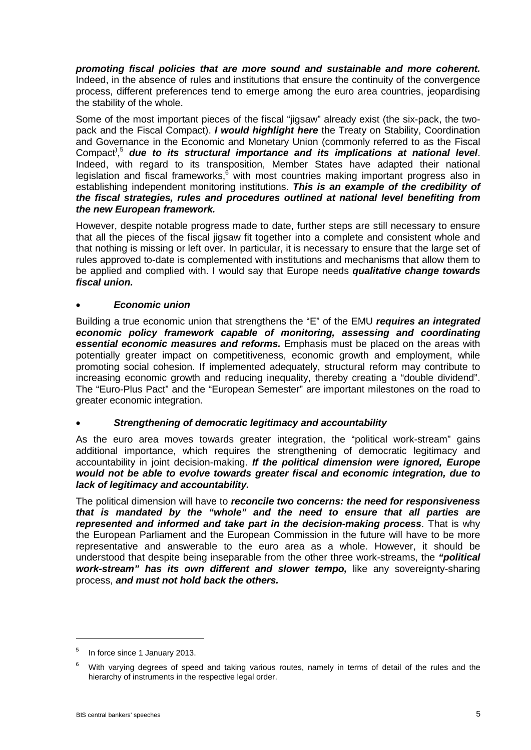***promoting fiscal policies that are more sound and sustainable and more coherent.*** Indeed, in the absence of rules and institutions that ensure the continuity of the convergence process, different preferences tend to emerge among the euro area countries, jeopardising the stability of the whole.

Some of the most important pieces of the fiscal "jigsaw" already exist (the six-pack, the two-pack and the Fiscal Compact). ***I would highlight here*** the Treaty on Stability, Coordination and Governance in the Economic and Monetary Union (commonly referred to as the Fiscal Compact),[5] ***due to its structural importance and its implications at national level***. Indeed, with regard to its transposition, Member States have adapted their national legislation and fiscal frameworks,[6] with most countries making important progress also in establishing independent monitoring institutions. ***This is an example of the credibility of the fiscal strategies, rules and procedures outlined at national level benefiting from the new European framework.***

However, despite notable progress made to date, further steps are still necessary to ensure that all the pieces of the fiscal jigsaw fit together into a complete and consistent whole and that nothing is missing or left over. In particular, it is necessary to ensure that the large set of rules approved to-date is complemented with institutions and mechanisms that allow them to be applied and complied with. I would say that Europe needs ***qualitative change towards fiscal union.***

- ***Economic union***

Building a true economic union that strengthens the "E" of the EMU ***requires an integrated economic policy framework capable of monitoring, assessing and coordinating essential economic measures and reforms.*** Emphasis must be placed on the areas with potentially greater impact on competitiveness, economic growth and employment, while promoting social cohesion. If implemented adequately, structural reform may contribute to increasing economic growth and reducing inequality, thereby creating a "double dividend". The "Euro-Plus Pact" and the "European Semester" are important milestones on the road to greater economic integration.

- ***Strengthening of democratic legitimacy and accountability***

As the euro area moves towards greater integration, the "political work-stream" gains additional importance, which requires the strengthening of democratic legitimacy and accountability in joint decision-making. ***If the political dimension were ignored, Europe would not be able to evolve towards greater fiscal and economic integration, due to lack of legitimacy and accountability.***

The political dimension will have to ***reconcile two concerns: the need for responsiveness that is mandated by the "whole" and the need to ensure that all parties are represented and informed and take part in the decision-making process***. That is why the European Parliament and the European Commission in the future will have to be more representative and answerable to the euro area as a whole. However, it should be understood that despite being inseparable from the other three work-streams, the ***"political work-stream" has its own different and slower tempo,*** like any sovereignty-sharing process, ***and must not hold back the others.***

---

[5] In force since 1 January 2013.

[6] With varying degrees of speed and taking various routes, namely in terms of detail of the rules and the hierarchy of instruments in the respective legal order.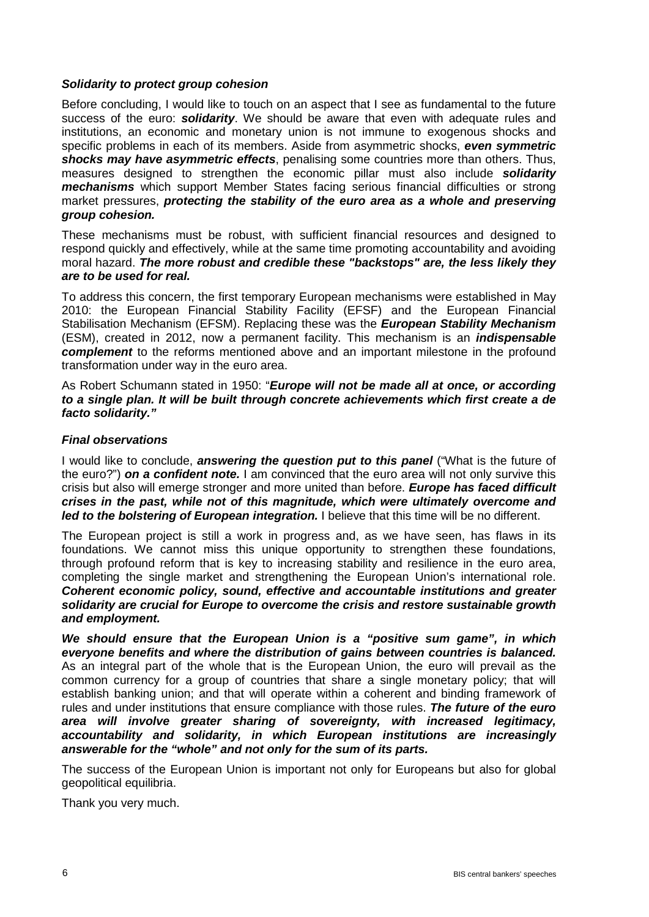### *Solidarity to protect group cohesion*

Before concluding, I would like to touch on an aspect that I see as fundamental to the future success of the euro: ***solidarity***. We should be aware that even with adequate rules and institutions, an economic and monetary union is not immune to exogenous shocks and specific problems in each of its members. Aside from asymmetric shocks, ***even symmetric shocks may have asymmetric effects***, penalising some countries more than others. Thus, measures designed to strengthen the economic pillar must also include ***solidarity mechanisms*** which support Member States facing serious financial difficulties or strong market pressures, ***protecting the stability of the euro area as a whole and preserving group cohesion.***

These mechanisms must be robust, with sufficient financial resources and designed to respond quickly and effectively, while at the same time promoting accountability and avoiding moral hazard. ***The more robust and credible these "backstops" are, the less likely they are to be used for real.***

To address this concern, the first temporary European mechanisms were established in May 2010: the European Financial Stability Facility (EFSF) and the European Financial Stabilisation Mechanism (EFSM). Replacing these was the ***European Stability Mechanism*** (ESM), created in 2012, now a permanent facility. This mechanism is an ***indispensable complement*** to the reforms mentioned above and an important milestone in the profound transformation under way in the euro area.

As Robert Schumann stated in 1950: "***Europe will not be made all at once, or according to a single plan. It will be built through concrete achievements which first create a de facto solidarity."***

### *Final observations*

I would like to conclude, ***answering the question put to this panel*** ("What is the future of the euro?") ***on a confident note.*** I am convinced that the euro area will not only survive this crisis but also will emerge stronger and more united than before. ***Europe has faced difficult crises in the past, while not of this magnitude, which were ultimately overcome and led to the bolstering of European integration.*** I believe that this time will be no different.

The European project is still a work in progress and, as we have seen, has flaws in its foundations. We cannot miss this unique opportunity to strengthen these foundations, through profound reform that is key to increasing stability and resilience in the euro area, completing the single market and strengthening the European Union's international role. ***Coherent economic policy, sound, effective and accountable institutions and greater solidarity are crucial for Europe to overcome the crisis and restore sustainable growth and employment.***

***We should ensure that the European Union is a "positive sum game", in which everyone benefits and where the distribution of gains between countries is balanced.*** As an integral part of the whole that is the European Union, the euro will prevail as the common currency for a group of countries that share a single monetary policy; that will establish banking union; and that will operate within a coherent and binding framework of rules and under institutions that ensure compliance with those rules. ***The future of the euro area will involve greater sharing of sovereignty, with increased legitimacy, accountability and solidarity, in which European institutions are increasingly answerable for the "whole" and not only for the sum of its parts.***

The success of the European Union is important not only for Europeans but also for global geopolitical equilibria.

Thank you very much.